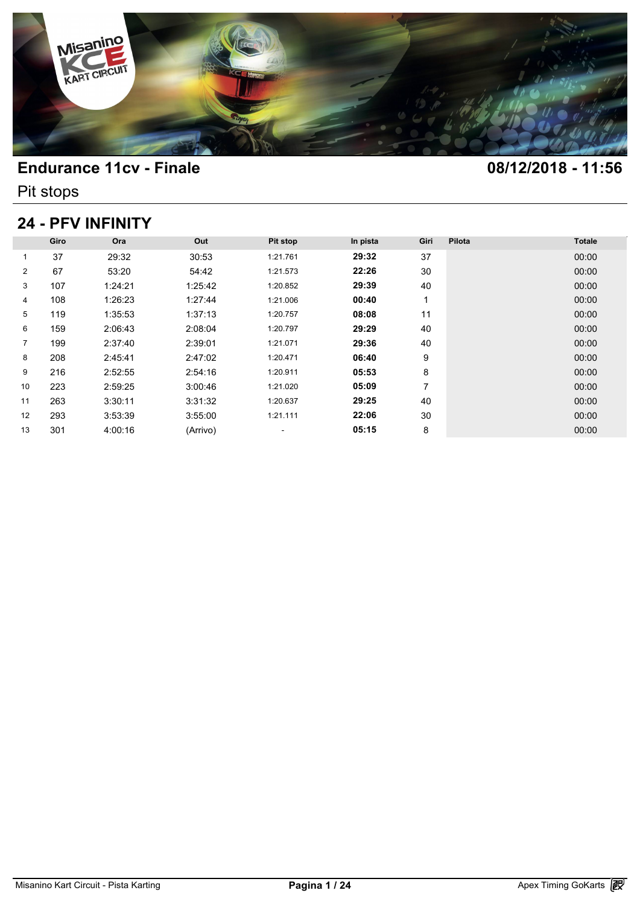# Endurance 11cv - Finale

**08/12/2018 - 11:56**

Pit stops

## 24 - PFV INFINITY

| | Giro | Ora | Out | Pit stop | In pista | Giri | Pilota | Totale |
|---|---|---|---|---|---|---|---|---|
| 1 | 37 | 29:32 | 30:53 | 1:21.761 | **29:32** | 37 | | 00:00 |
| 2 | 67 | 53:20 | 54:42 | 1:21.573 | **22:26** | 30 | | 00:00 |
| 3 | 107 | 1:24:21 | 1:25:42 | 1:20.852 | **29:39** | 40 | | 00:00 |
| 4 | 108 | 1:26:23 | 1:27:44 | 1:21.006 | **00:40** | 1 | | 00:00 |
| 5 | 119 | 1:35:53 | 1:37:13 | 1:20.757 | **08:08** | 11 | | 00:00 |
| 6 | 159 | 2:06:43 | 2:08:04 | 1:20.797 | **29:29** | 40 | | 00:00 |
| 7 | 199 | 2:37:40 | 2:39:01 | 1:21.071 | **29:36** | 40 | | 00:00 |
| 8 | 208 | 2:45:41 | 2:47:02 | 1:20.471 | **06:40** | 9 | | 00:00 |
| 9 | 216 | 2:52:55 | 2:54:16 | 1:20.911 | **05:53** | 8 | | 00:00 |
| 10 | 223 | 2:59:25 | 3:00:46 | 1:21.020 | **05:09** | 7 | | 00:00 |
| 11 | 263 | 3:30:11 | 3:31:32 | 1:20.637 | **29:25** | 40 | | 00:00 |
| 12 | 293 | 3:53:39 | 3:55:00 | 1:21.111 | **22:06** | 30 | | 00:00 |
| 13 | 301 | 4:00:16 | (Arrivo) | - | **05:15** | 8 | | 00:00 |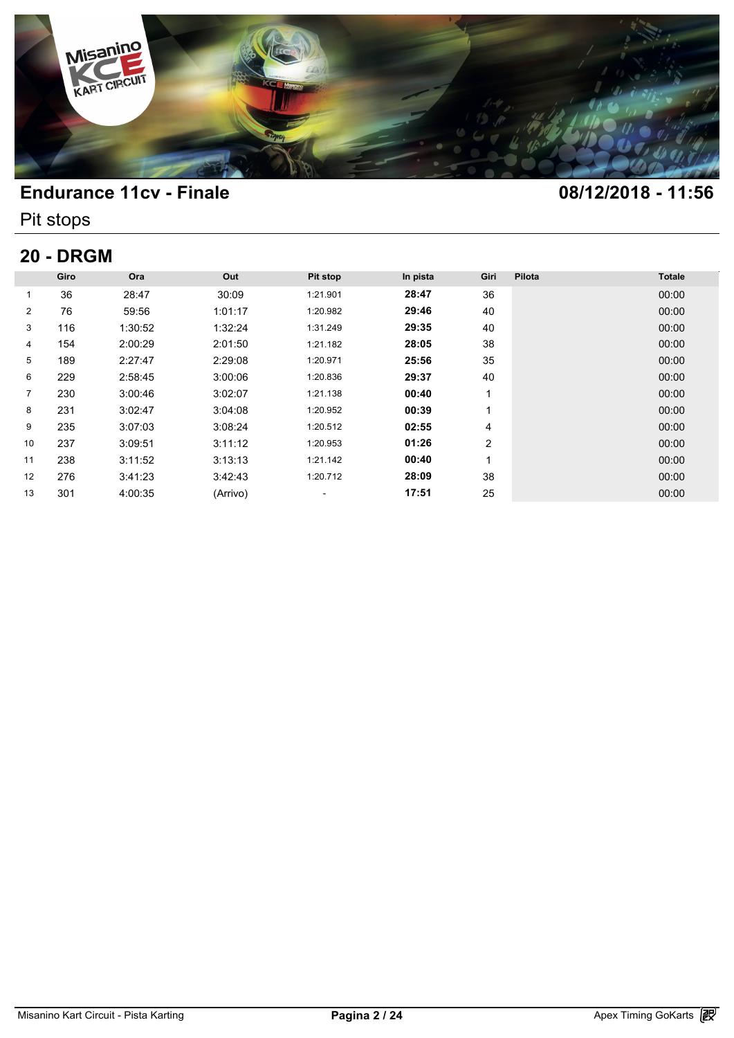# Endurance 11cv - Finale

**08/12/2018 - 11:56**

Pit stops

## 20 - DRGM

| | Giro | Ora | Out | Pit stop | In pista | Giri | Pilota | Totale |
|---|---|---|---|---|---|---|---|---|
| 1 | 36 | 28:47 | 30:09 | 1:21.901 | **28:47** | 36 | | 00:00 |
| 2 | 76 | 59:56 | 1:01:17 | 1:20.982 | **29:46** | 40 | | 00:00 |
| 3 | 116 | 1:30:52 | 1:32:24 | 1:31.249 | **29:35** | 40 | | 00:00 |
| 4 | 154 | 2:00:29 | 2:01:50 | 1:21.182 | **28:05** | 38 | | 00:00 |
| 5 | 189 | 2:27:47 | 2:29:08 | 1:20.971 | **25:56** | 35 | | 00:00 |
| 6 | 229 | 2:58:45 | 3:00:06 | 1:20.836 | **29:37** | 40 | | 00:00 |
| 7 | 230 | 3:00:46 | 3:02:07 | 1:21.138 | **00:40** | 1 | | 00:00 |
| 8 | 231 | 3:02:47 | 3:04:08 | 1:20.952 | **00:39** | 1 | | 00:00 |
| 9 | 235 | 3:07:03 | 3:08:24 | 1:20.512 | **02:55** | 4 | | 00:00 |
| 10 | 237 | 3:09:51 | 3:11:12 | 1:20.953 | **01:26** | 2 | | 00:00 |
| 11 | 238 | 3:11:52 | 3:13:13 | 1:21.142 | **00:40** | 1 | | 00:00 |
| 12 | 276 | 3:41:23 | 3:42:43 | 1:20.712 | **28:09** | 38 | | 00:00 |
| 13 | 301 | 4:00:35 | (Arrivo) | - | **17:51** | 25 | | 00:00 |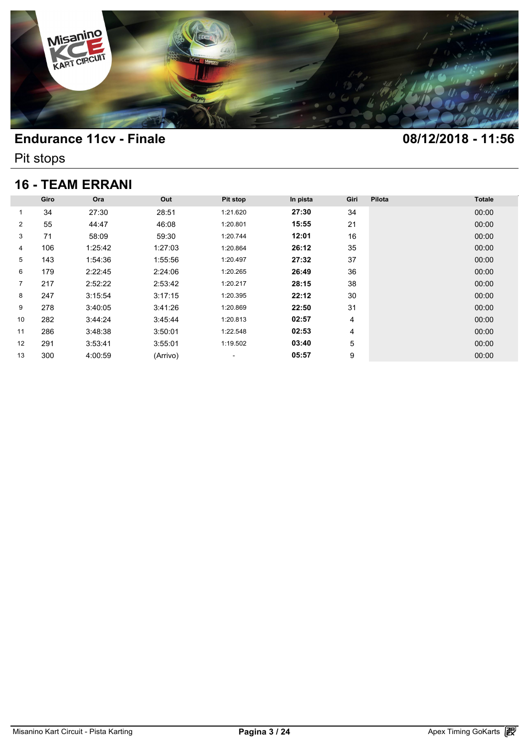# Endurance 11cv - Finale

**08/12/2018 - 11:56**

Pit stops

## 16 - TEAM ERRANI

| | Giro | Ora | Out | Pit stop | In pista | Giri | Pilota | Totale |
|---|---|---|---|---|---|---|---|---|
| 1 | 34 | 27:30 | 28:51 | 1:21.620 | **27:30** | 34 | | 00:00 |
| 2 | 55 | 44:47 | 46:08 | 1:20.801 | **15:55** | 21 | | 00:00 |
| 3 | 71 | 58:09 | 59:30 | 1:20.744 | **12:01** | 16 | | 00:00 |
| 4 | 106 | 1:25:42 | 1:27:03 | 1:20.864 | **26:12** | 35 | | 00:00 |
| 5 | 143 | 1:54:36 | 1:55:56 | 1:20.497 | **27:32** | 37 | | 00:00 |
| 6 | 179 | 2:22:45 | 2:24:06 | 1:20.265 | **26:49** | 36 | | 00:00 |
| 7 | 217 | 2:52:22 | 2:53:42 | 1:20.217 | **28:15** | 38 | | 00:00 |
| 8 | 247 | 3:15:54 | 3:17:15 | 1:20.395 | **22:12** | 30 | | 00:00 |
| 9 | 278 | 3:40:05 | 3:41:26 | 1:20.869 | **22:50** | 31 | | 00:00 |
| 10 | 282 | 3:44:24 | 3:45:44 | 1:20.813 | **02:57** | 4 | | 00:00 |
| 11 | 286 | 3:48:38 | 3:50:01 | 1:22.548 | **02:53** | 4 | | 00:00 |
| 12 | 291 | 3:53:41 | 3:55:01 | 1:19.502 | **03:40** | 5 | | 00:00 |
| 13 | 300 | 4:00:59 | (Arrivo) | - | **05:57** | 9 | | 00:00 |

Misanino Kart Circuit - Pista Karting | Apex Timing GoKarts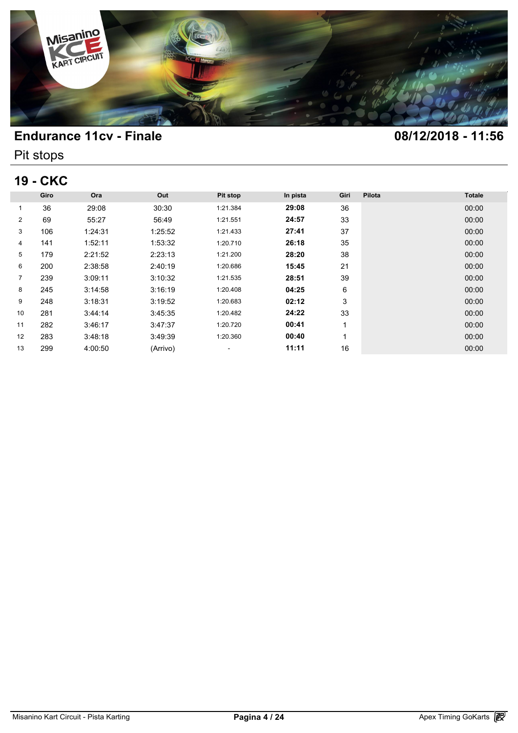# Endurance 11cv - Finale

**08/12/2018 - 11:56**

Pit stops

## 19 - CKC

| | Giro | Ora | Out | Pit stop | In pista | Giri | Pilota | Totale |
|---|---|---|---|---|---|---|---|---|
| 1 | 36 | 29:08 | 30:30 | 1:21.384 | **29:08** | 36 | | 00:00 |
| 2 | 69 | 55:27 | 56:49 | 1:21.551 | **24:57** | 33 | | 00:00 |
| 3 | 106 | 1:24:31 | 1:25:52 | 1:21.433 | **27:41** | 37 | | 00:00 |
| 4 | 141 | 1:52:11 | 1:53:32 | 1:20.710 | **26:18** | 35 | | 00:00 |
| 5 | 179 | 2:21:52 | 2:23:13 | 1:21.200 | **28:20** | 38 | | 00:00 |
| 6 | 200 | 2:38:58 | 2:40:19 | 1:20.686 | **15:45** | 21 | | 00:00 |
| 7 | 239 | 3:09:11 | 3:10:32 | 1:21.535 | **28:51** | 39 | | 00:00 |
| 8 | 245 | 3:14:58 | 3:16:19 | 1:20.408 | **04:25** | 6 | | 00:00 |
| 9 | 248 | 3:18:31 | 3:19:52 | 1:20.683 | **02:12** | 3 | | 00:00 |
| 10 | 281 | 3:44:14 | 3:45:35 | 1:20.482 | **24:22** | 33 | | 00:00 |
| 11 | 282 | 3:46:17 | 3:47:37 | 1:20.720 | **00:41** | 1 | | 00:00 |
| 12 | 283 | 3:48:18 | 3:49:39 | 1:20.360 | **00:40** | 1 | | 00:00 |
| 13 | 299 | 4:00:50 | (Arrivo) | - | **11:11** | 16 | | 00:00 |

Misanino Kart Circuit - Pista Karting

Apex Timing GoKarts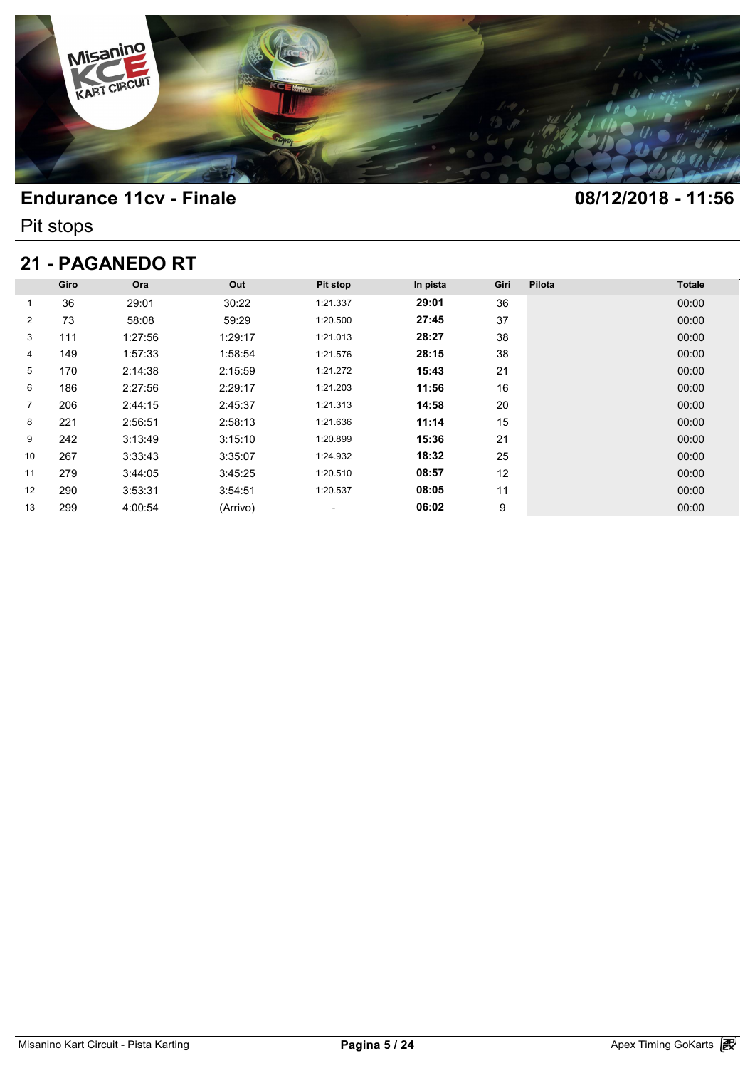## Endurance 11cv - Finale

**08/12/2018 - 11:56**

Pit stops

## 21 - PAGANEDO RT

| | Giro | Ora | Out | Pit stop | In pista | Giri | Pilota | Totale |
|---|---|---|---|---|---|---|---|---|
| 1 | 36 | 29:01 | 30:22 | 1:21.337 | **29:01** | 36 | | 00:00 |
| 2 | 73 | 58:08 | 59:29 | 1:20.500 | **27:45** | 37 | | 00:00 |
| 3 | 111 | 1:27:56 | 1:29:17 | 1:21.013 | **28:27** | 38 | | 00:00 |
| 4 | 149 | 1:57:33 | 1:58:54 | 1:21.576 | **28:15** | 38 | | 00:00 |
| 5 | 170 | 2:14:38 | 2:15:59 | 1:21.272 | **15:43** | 21 | | 00:00 |
| 6 | 186 | 2:27:56 | 2:29:17 | 1:21.203 | **11:56** | 16 | | 00:00 |
| 7 | 206 | 2:44:15 | 2:45:37 | 1:21.313 | **14:58** | 20 | | 00:00 |
| 8 | 221 | 2:56:51 | 2:58:13 | 1:21.636 | **11:14** | 15 | | 00:00 |
| 9 | 242 | 3:13:49 | 3:15:10 | 1:20.899 | **15:36** | 21 | | 00:00 |
| 10 | 267 | 3:33:43 | 3:35:07 | 1:24.932 | **18:32** | 25 | | 00:00 |
| 11 | 279 | 3:44:05 | 3:45:25 | 1:20.510 | **08:57** | 12 | | 00:00 |
| 12 | 290 | 3:53:31 | 3:54:51 | 1:20.537 | **08:05** | 11 | | 00:00 |
| 13 | 299 | 4:00:54 | (Arrivo) | - | **06:02** | 9 | | 00:00 |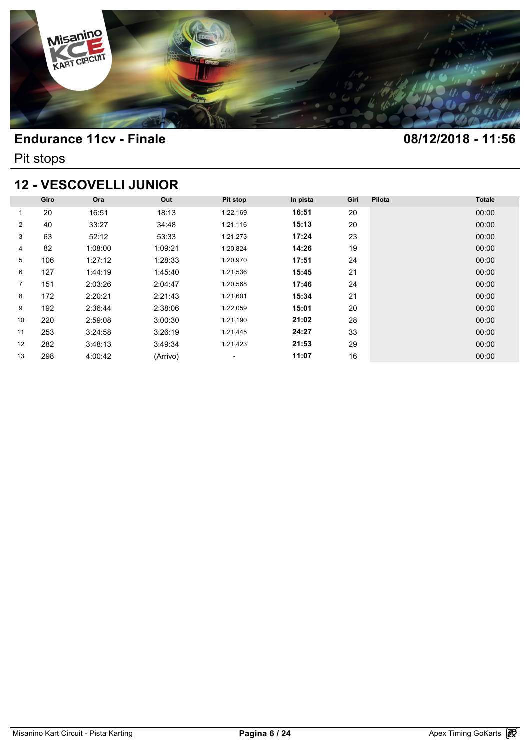# Endurance 11cv - Finale

**08/12/2018 - 11:56**

Pit stops

## 12 - VESCOVELLI JUNIOR

| | Giro | Ora | Out | Pit stop | In pista | Giri | Pilota | Totale |
|---|---|---|---|---|---|---|---|---|
| 1 | 20 | 16:51 | 18:13 | 1:22.169 | **16:51** | 20 | | 00:00 |
| 2 | 40 | 33:27 | 34:48 | 1:21.116 | **15:13** | 20 | | 00:00 |
| 3 | 63 | 52:12 | 53:33 | 1:21.273 | **17:24** | 23 | | 00:00 |
| 4 | 82 | 1:08:00 | 1:09:21 | 1:20.824 | **14:26** | 19 | | 00:00 |
| 5 | 106 | 1:27:12 | 1:28:33 | 1:20.970 | **17:51** | 24 | | 00:00 |
| 6 | 127 | 1:44:19 | 1:45:40 | 1:21.536 | **15:45** | 21 | | 00:00 |
| 7 | 151 | 2:03:26 | 2:04:47 | 1:20.568 | **17:46** | 24 | | 00:00 |
| 8 | 172 | 2:20:21 | 2:21:43 | 1:21.601 | **15:34** | 21 | | 00:00 |
| 9 | 192 | 2:36:44 | 2:38:06 | 1:22.059 | **15:01** | 20 | | 00:00 |
| 10 | 220 | 2:59:08 | 3:00:30 | 1:21.190 | **21:02** | 28 | | 00:00 |
| 11 | 253 | 3:24:58 | 3:26:19 | 1:21.445 | **24:27** | 33 | | 00:00 |
| 12 | 282 | 3:48:13 | 3:49:34 | 1:21.423 | **21:53** | 29 | | 00:00 |
| 13 | 298 | 4:00:42 | (Arrivo) | - | **11:07** | 16 | | 00:00 |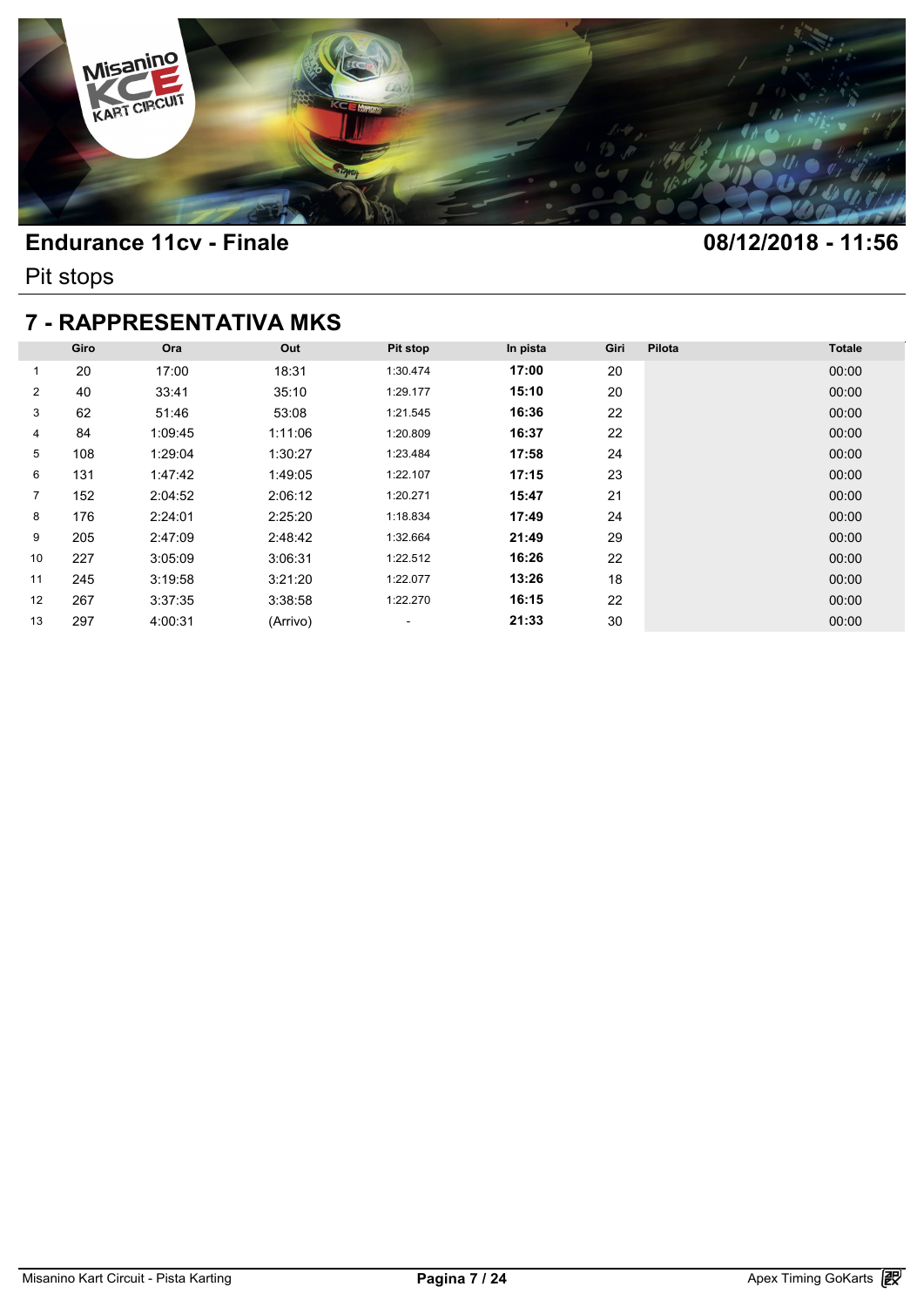# Endurance 11cv - Finale

**08/12/2018 - 11:56**

Pit stops

## 7 - RAPPRESENTATIVA MKS

| | Giro | Ora | Out | Pit stop | In pista | Giri | Pilota | Totale |
|---|---|---|---|---|---|---|---|---|
| 1 | 20 | 17:00 | 18:31 | 1:30.474 | **17:00** | 20 | | 00:00 |
| 2 | 40 | 33:41 | 35:10 | 1:29.177 | **15:10** | 20 | | 00:00 |
| 3 | 62 | 51:46 | 53:08 | 1:21.545 | **16:36** | 22 | | 00:00 |
| 4 | 84 | 1:09:45 | 1:11:06 | 1:20.809 | **16:37** | 22 | | 00:00 |
| 5 | 108 | 1:29:04 | 1:30:27 | 1:23.484 | **17:58** | 24 | | 00:00 |
| 6 | 131 | 1:47:42 | 1:49:05 | 1:22.107 | **17:15** | 23 | | 00:00 |
| 7 | 152 | 2:04:52 | 2:06:12 | 1:20.271 | **15:47** | 21 | | 00:00 |
| 8 | 176 | 2:24:01 | 2:25:20 | 1:18.834 | **17:49** | 24 | | 00:00 |
| 9 | 205 | 2:47:09 | 2:48:42 | 1:32.664 | **21:49** | 29 | | 00:00 |
| 10 | 227 | 3:05:09 | 3:06:31 | 1:22.512 | **16:26** | 22 | | 00:00 |
| 11 | 245 | 3:19:58 | 3:21:20 | 1:22.077 | **13:26** | 18 | | 00:00 |
| 12 | 267 | 3:37:35 | 3:38:58 | 1:22.270 | **16:15** | 22 | | 00:00 |
| 13 | 297 | 4:00:31 | (Arrivo) | - | **21:33** | 30 | | 00:00 |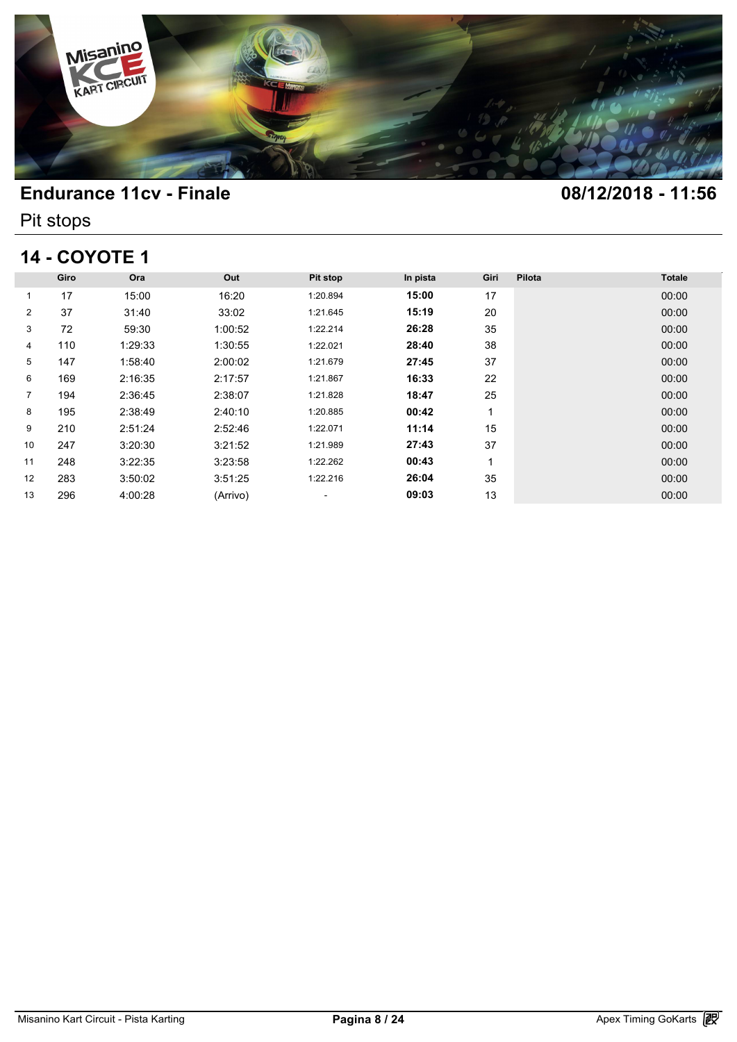## Endurance 11cv - Finale

**08/12/2018 - 11:56**

Pit stops

### 14 - COYOTE 1

| | Giro | Ora | Out | Pit stop | In pista | Giri | Pilota | Totale |
|---|---|---|---|---|---|---|---|---|
| 1 | 17 | 15:00 | 16:20 | 1:20.894 | **15:00** | 17 | | 00:00 |
| 2 | 37 | 31:40 | 33:02 | 1:21.645 | **15:19** | 20 | | 00:00 |
| 3 | 72 | 59:30 | 1:00:52 | 1:22.214 | **26:28** | 35 | | 00:00 |
| 4 | 110 | 1:29:33 | 1:30:55 | 1:22.021 | **28:40** | 38 | | 00:00 |
| 5 | 147 | 1:58:40 | 2:00:02 | 1:21.679 | **27:45** | 37 | | 00:00 |
| 6 | 169 | 2:16:35 | 2:17:57 | 1:21.867 | **16:33** | 22 | | 00:00 |
| 7 | 194 | 2:36:45 | 2:38:07 | 1:21.828 | **18:47** | 25 | | 00:00 |
| 8 | 195 | 2:38:49 | 2:40:10 | 1:20.885 | **00:42** | 1 | | 00:00 |
| 9 | 210 | 2:51:24 | 2:52:46 | 1:22.071 | **11:14** | 15 | | 00:00 |
| 10 | 247 | 3:20:30 | 3:21:52 | 1:21.989 | **27:43** | 37 | | 00:00 |
| 11 | 248 | 3:22:35 | 3:23:58 | 1:22.262 | **00:43** | 1 | | 00:00 |
| 12 | 283 | 3:50:02 | 3:51:25 | 1:22.216 | **26:04** | 35 | | 00:00 |
| 13 | 296 | 4:00:28 | (Arrivo) | - | **09:03** | 13 | | 00:00 |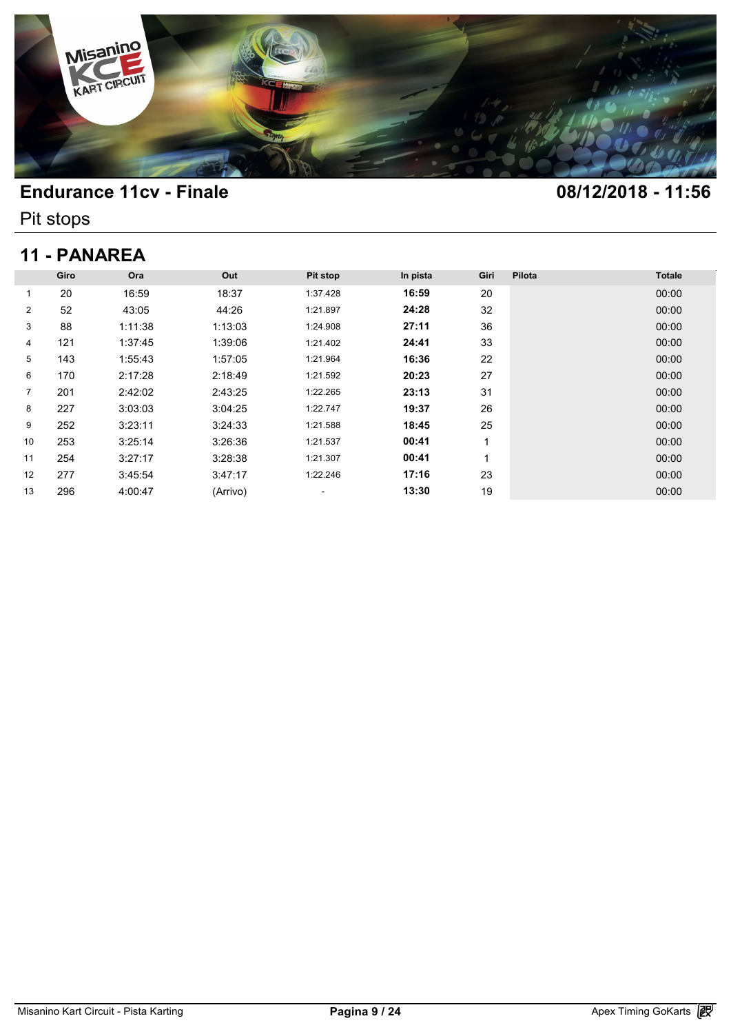# Endurance 11cv - Finale

**08/12/2018 - 11:56**

Pit stops

## 11 - PANAREA

| | Giro | Ora | Out | Pit stop | In pista | Giri | Pilota | Totale |
|---|---|---|---|---|---|---|---|---|
| 1 | 20 | 16:59 | 18:37 | 1:37.428 | **16:59** | 20 | | 00:00 |
| 2 | 52 | 43:05 | 44:26 | 1:21.897 | **24:28** | 32 | | 00:00 |
| 3 | 88 | 1:11:38 | 1:13:03 | 1:24.908 | **27:11** | 36 | | 00:00 |
| 4 | 121 | 1:37:45 | 1:39:06 | 1:21.402 | **24:41** | 33 | | 00:00 |
| 5 | 143 | 1:55:43 | 1:57:05 | 1:21.964 | **16:36** | 22 | | 00:00 |
| 6 | 170 | 2:17:28 | 2:18:49 | 1:21.592 | **20:23** | 27 | | 00:00 |
| 7 | 201 | 2:42:02 | 2:43:25 | 1:22.265 | **23:13** | 31 | | 00:00 |
| 8 | 227 | 3:03:03 | 3:04:25 | 1:22.747 | **19:37** | 26 | | 00:00 |
| 9 | 252 | 3:23:11 | 3:24:33 | 1:21.588 | **18:45** | 25 | | 00:00 |
| 10 | 253 | 3:25:14 | 3:26:36 | 1:21.537 | **00:41** | 1 | | 00:00 |
| 11 | 254 | 3:27:17 | 3:28:38 | 1:21.307 | **00:41** | 1 | | 00:00 |
| 12 | 277 | 3:45:54 | 3:47:17 | 1:22.246 | **17:16** | 23 | | 00:00 |
| 13 | 296 | 4:00:47 | (Arrivo) | - | **13:30** | 19 | | 00:00 |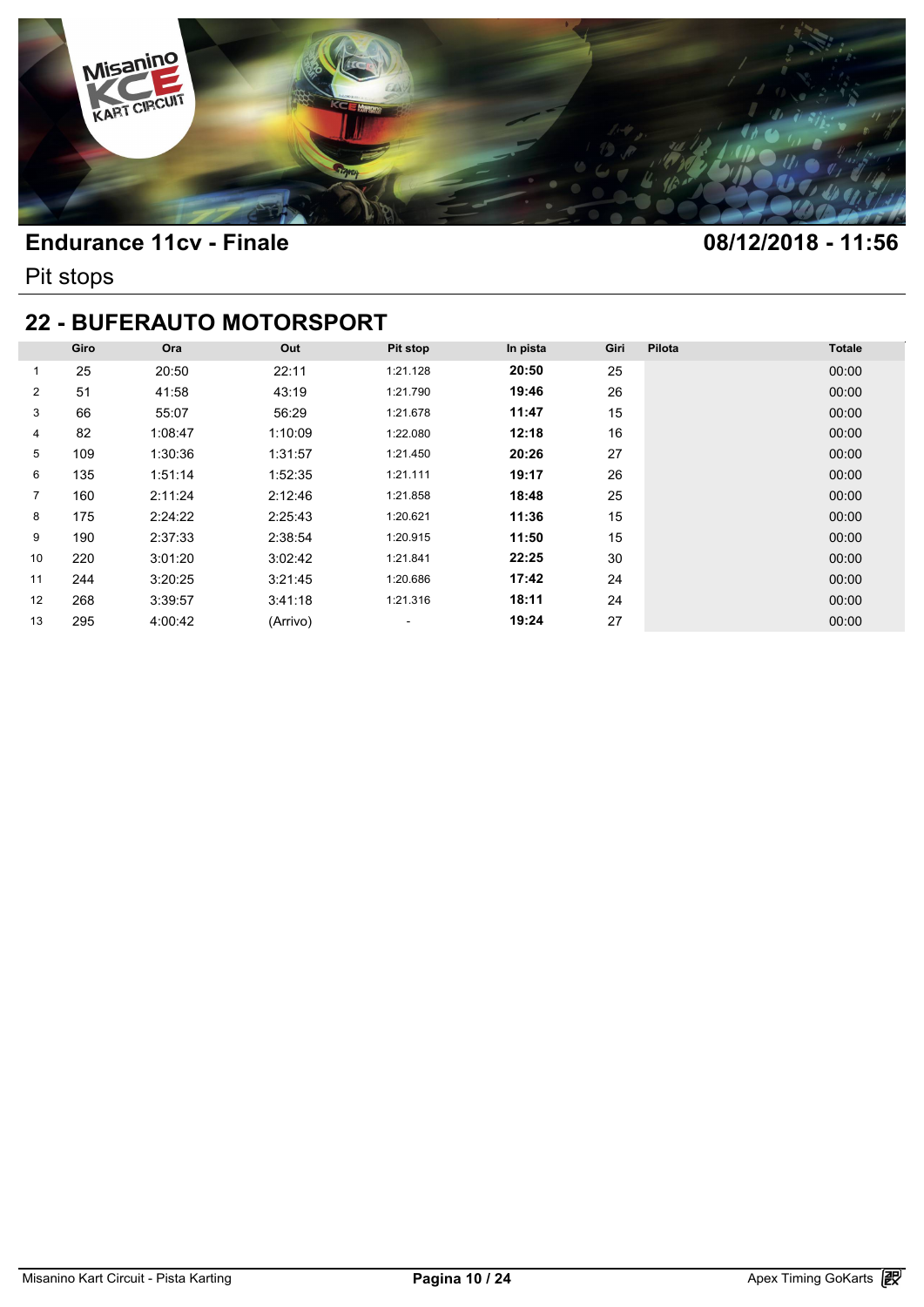## Endurance 11cv - Finale

**08/12/2018 - 11:56**

Pit stops

## 22 - BUFERAUTO MOTORSPORT

| | Giro | Ora | Out | Pit stop | In pista | Giri | Pilota | Totale |
|---|---|---|---|---|---|---|---|---|
| 1 | 25 | 20:50 | 22:11 | 1:21.128 | **20:50** | 25 | | 00:00 |
| 2 | 51 | 41:58 | 43:19 | 1:21.790 | **19:46** | 26 | | 00:00 |
| 3 | 66 | 55:07 | 56:29 | 1:21.678 | **11:47** | 15 | | 00:00 |
| 4 | 82 | 1:08:47 | 1:10:09 | 1:22.080 | **12:18** | 16 | | 00:00 |
| 5 | 109 | 1:30:36 | 1:31:57 | 1:21.450 | **20:26** | 27 | | 00:00 |
| 6 | 135 | 1:51:14 | 1:52:35 | 1:21.111 | **19:17** | 26 | | 00:00 |
| 7 | 160 | 2:11:24 | 2:12:46 | 1:21.858 | **18:48** | 25 | | 00:00 |
| 8 | 175 | 2:24:22 | 2:25:43 | 1:20.621 | **11:36** | 15 | | 00:00 |
| 9 | 190 | 2:37:33 | 2:38:54 | 1:20.915 | **11:50** | 15 | | 00:00 |
| 10 | 220 | 3:01:20 | 3:02:42 | 1:21.841 | **22:25** | 30 | | 00:00 |
| 11 | 244 | 3:20:25 | 3:21:45 | 1:20.686 | **17:42** | 24 | | 00:00 |
| 12 | 268 | 3:39:57 | 3:41:18 | 1:21.316 | **18:11** | 24 | | 00:00 |
| 13 | 295 | 4:00:42 | (Arrivo) | - | **19:24** | 27 | | 00:00 |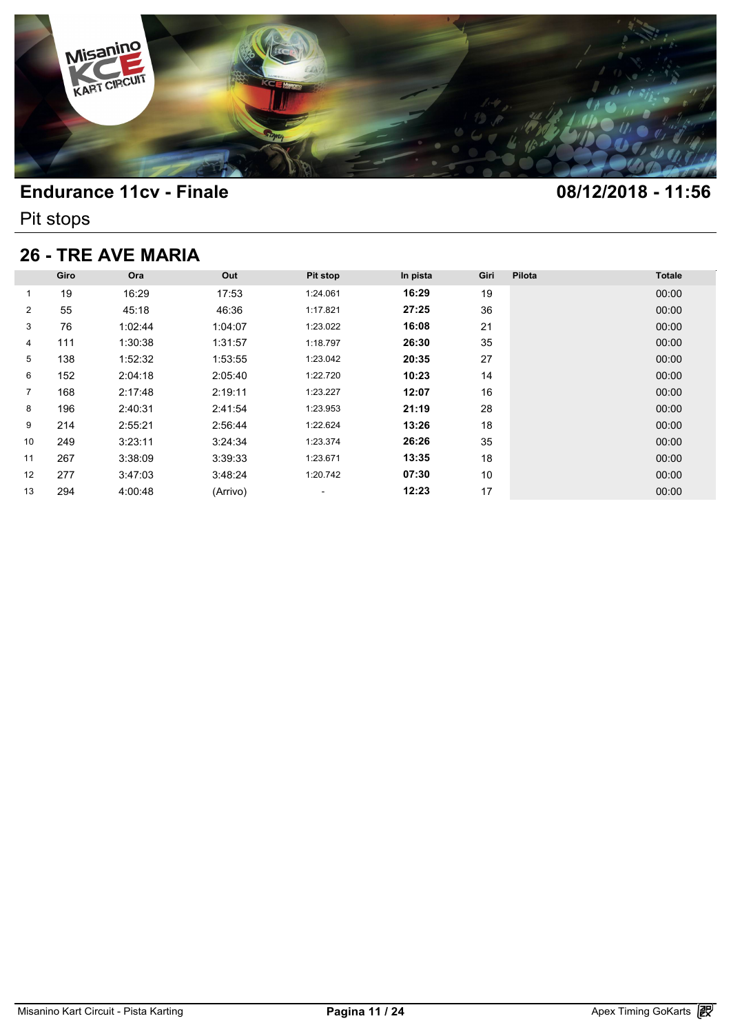# Endurance 11cv - Finale

08/12/2018 - 11:56

Pit stops

## 26 - TRE AVE MARIA

| | Giro | Ora | Out | Pit stop | In pista | Giri | Pilota | Totale |
|---|---|---|---|---|---|---|---|---|
| 1 | 19 | 16:29 | 17:53 | 1:24.061 | **16:29** | 19 | | 00:00 |
| 2 | 55 | 45:18 | 46:36 | 1:17.821 | **27:25** | 36 | | 00:00 |
| 3 | 76 | 1:02:44 | 1:04:07 | 1:23.022 | **16:08** | 21 | | 00:00 |
| 4 | 111 | 1:30:38 | 1:31:57 | 1:18.797 | **26:30** | 35 | | 00:00 |
| 5 | 138 | 1:52:32 | 1:53:55 | 1:23.042 | **20:35** | 27 | | 00:00 |
| 6 | 152 | 2:04:18 | 2:05:40 | 1:22.720 | **10:23** | 14 | | 00:00 |
| 7 | 168 | 2:17:48 | 2:19:11 | 1:23.227 | **12:07** | 16 | | 00:00 |
| 8 | 196 | 2:40:31 | 2:41:54 | 1:23.953 | **21:19** | 28 | | 00:00 |
| 9 | 214 | 2:55:21 | 2:56:44 | 1:22.624 | **13:26** | 18 | | 00:00 |
| 10 | 249 | 3:23:11 | 3:24:34 | 1:23.374 | **26:26** | 35 | | 00:00 |
| 11 | 267 | 3:38:09 | 3:39:33 | 1:23.671 | **13:35** | 18 | | 00:00 |
| 12 | 277 | 3:47:03 | 3:48:24 | 1:20.742 | **07:30** | 10 | | 00:00 |
| 13 | 294 | 4:00:48 | (Arrivo) | - | **12:23** | 17 | | 00:00 |

Misanino Kart Circuit - Pista Karting

Apex Timing GoKarts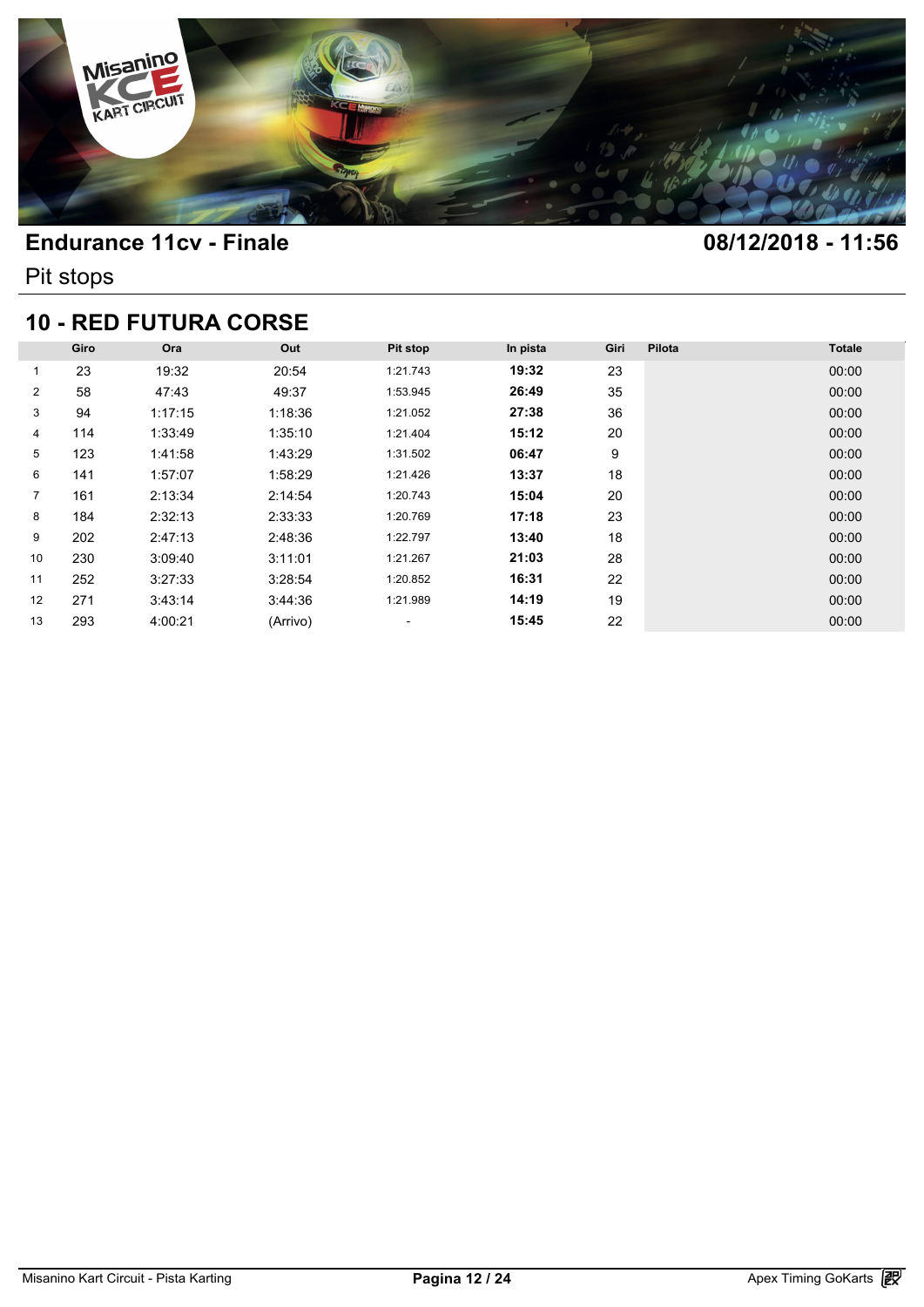## Endurance 11cv - Finale

**08/12/2018 - 11:56**

Pit stops

## 10 - RED FUTURA CORSE

| | Giro | Ora | Out | Pit stop | In pista | Giri | Pilota | Totale |
|---|---|---|---|---|---|---|---|---|
| 1 | 23 | 19:32 | 20:54 | 1:21.743 | **19:32** | 23 | | 00:00 |
| 2 | 58 | 47:43 | 49:37 | 1:53.945 | **26:49** | 35 | | 00:00 |
| 3 | 94 | 1:17:15 | 1:18:36 | 1:21.052 | **27:38** | 36 | | 00:00 |
| 4 | 114 | 1:33:49 | 1:35:10 | 1:21.404 | **15:12** | 20 | | 00:00 |
| 5 | 123 | 1:41:58 | 1:43:29 | 1:31.502 | **06:47** | 9 | | 00:00 |
| 6 | 141 | 1:57:07 | 1:58:29 | 1:21.426 | **13:37** | 18 | | 00:00 |
| 7 | 161 | 2:13:34 | 2:14:54 | 1:20.743 | **15:04** | 20 | | 00:00 |
| 8 | 184 | 2:32:13 | 2:33:33 | 1:20.769 | **17:18** | 23 | | 00:00 |
| 9 | 202 | 2:47:13 | 2:48:36 | 1:22.797 | **13:40** | 18 | | 00:00 |
| 10 | 230 | 3:09:40 | 3:11:01 | 1:21.267 | **21:03** | 28 | | 00:00 |
| 11 | 252 | 3:27:33 | 3:28:54 | 1:20.852 | **16:31** | 22 | | 00:00 |
| 12 | 271 | 3:43:14 | 3:44:36 | 1:21.989 | **14:19** | 19 | | 00:00 |
| 13 | 293 | 4:00:21 | (Arrivo) | - | **15:45** | 22 | | 00:00 |

Misanino Kart Circuit - Pista Karting — Apex Timing GoKarts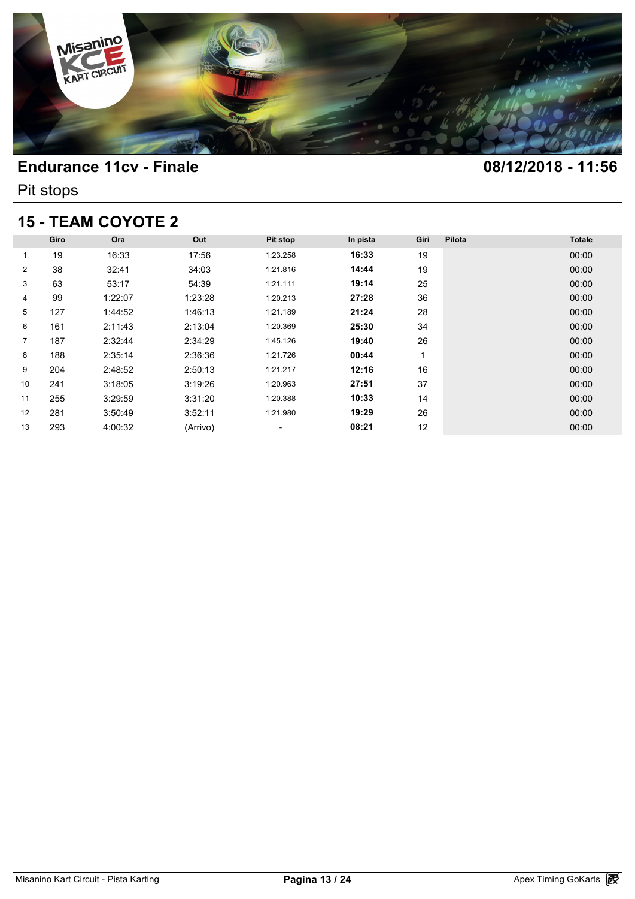## Endurance 11cv - Finale

**08/12/2018 - 11:56**

Pit stops

### 15 - TEAM COYOTE 2

| | Giro | Ora | Out | Pit stop | In pista | Giri | Pilota | Totale |
|---|---|---|---|---|---|---|---|---|
| 1 | 19 | 16:33 | 17:56 | 1:23.258 | **16:33** | 19 | | 00:00 |
| 2 | 38 | 32:41 | 34:03 | 1:21.816 | **14:44** | 19 | | 00:00 |
| 3 | 63 | 53:17 | 54:39 | 1:21.111 | **19:14** | 25 | | 00:00 |
| 4 | 99 | 1:22:07 | 1:23:28 | 1:20.213 | **27:28** | 36 | | 00:00 |
| 5 | 127 | 1:44:52 | 1:46:13 | 1:21.189 | **21:24** | 28 | | 00:00 |
| 6 | 161 | 2:11:43 | 2:13:04 | 1:20.369 | **25:30** | 34 | | 00:00 |
| 7 | 187 | 2:32:44 | 2:34:29 | 1:45.126 | **19:40** | 26 | | 00:00 |
| 8 | 188 | 2:35:14 | 2:36:36 | 1:21.726 | **00:44** | 1 | | 00:00 |
| 9 | 204 | 2:48:52 | 2:50:13 | 1:21.217 | **12:16** | 16 | | 00:00 |
| 10 | 241 | 3:18:05 | 3:19:26 | 1:20.963 | **27:51** | 37 | | 00:00 |
| 11 | 255 | 3:29:59 | 3:31:20 | 1:20.388 | **10:33** | 14 | | 00:00 |
| 12 | 281 | 3:50:49 | 3:52:11 | 1:21.980 | **19:29** | 26 | | 00:00 |
| 13 | 293 | 4:00:32 | (Arrivo) | - | **08:21** | 12 | | 00:00 |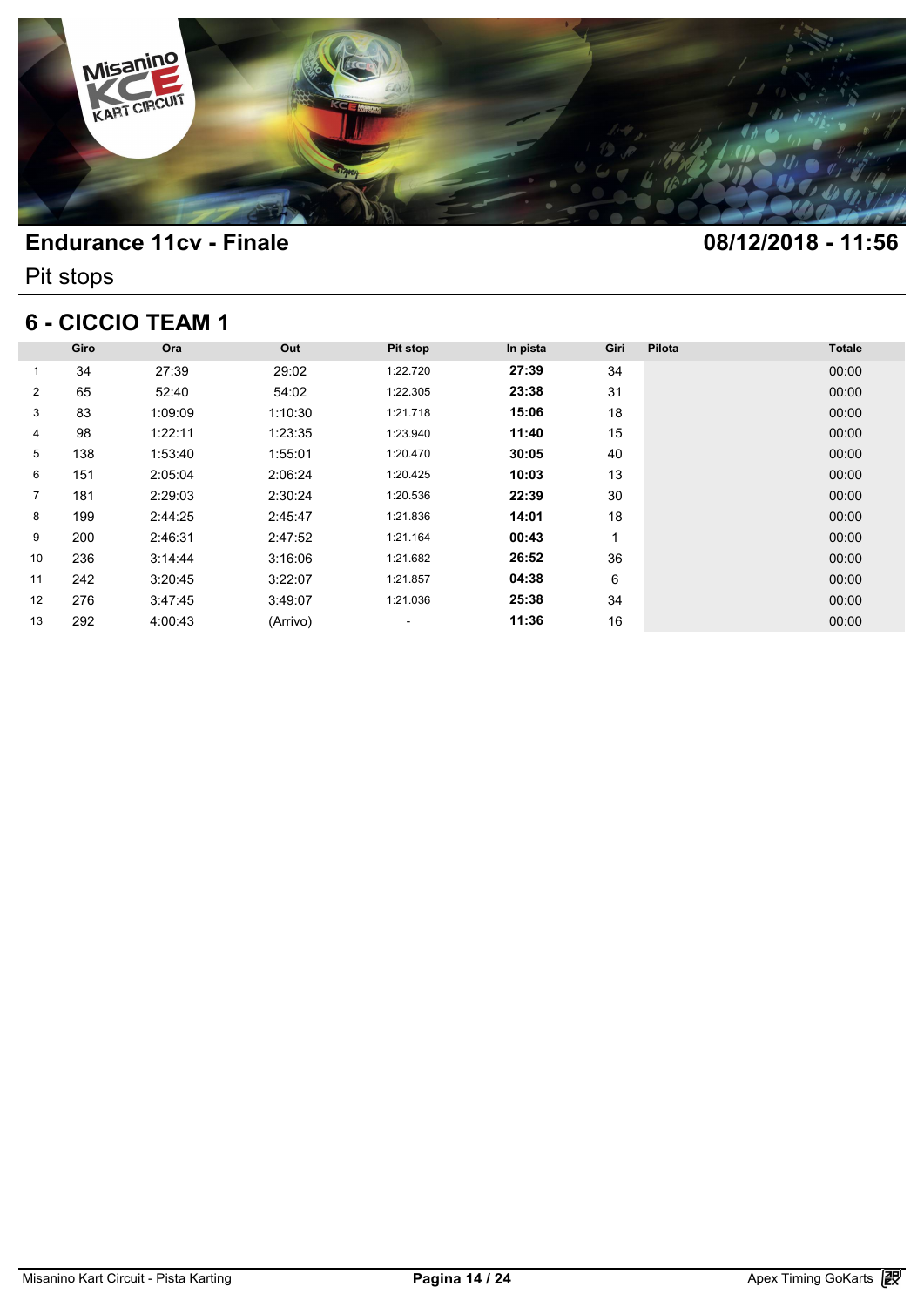# Endurance 11cv - Finale

**08/12/2018 - 11:56**

Pit stops

## 6 - CICCIO TEAM 1

| | Giro | Ora | Out | Pit stop | In pista | Giri | Pilota | Totale |
|---|---|---|---|---|---|---|---|---|
| 1 | 34 | 27:39 | 29:02 | 1:22.720 | **27:39** | 34 | | 00:00 |
| 2 | 65 | 52:40 | 54:02 | 1:22.305 | **23:38** | 31 | | 00:00 |
| 3 | 83 | 1:09:09 | 1:10:30 | 1:21.718 | **15:06** | 18 | | 00:00 |
| 4 | 98 | 1:22:11 | 1:23:35 | 1:23.940 | **11:40** | 15 | | 00:00 |
| 5 | 138 | 1:53:40 | 1:55:01 | 1:20.470 | **30:05** | 40 | | 00:00 |
| 6 | 151 | 2:05:04 | 2:06:24 | 1:20.425 | **10:03** | 13 | | 00:00 |
| 7 | 181 | 2:29:03 | 2:30:24 | 1:20.536 | **22:39** | 30 | | 00:00 |
| 8 | 199 | 2:44:25 | 2:45:47 | 1:21.836 | **14:01** | 18 | | 00:00 |
| 9 | 200 | 2:46:31 | 2:47:52 | 1:21.164 | **00:43** | 1 | | 00:00 |
| 10 | 236 | 3:14:44 | 3:16:06 | 1:21.682 | **26:52** | 36 | | 00:00 |
| 11 | 242 | 3:20:45 | 3:22:07 | 1:21.857 | **04:38** | 6 | | 00:00 |
| 12 | 276 | 3:47:45 | 3:49:07 | 1:21.036 | **25:38** | 34 | | 00:00 |
| 13 | 292 | 4:00:43 | (Arrivo) | - | **11:36** | 16 | | 00:00 |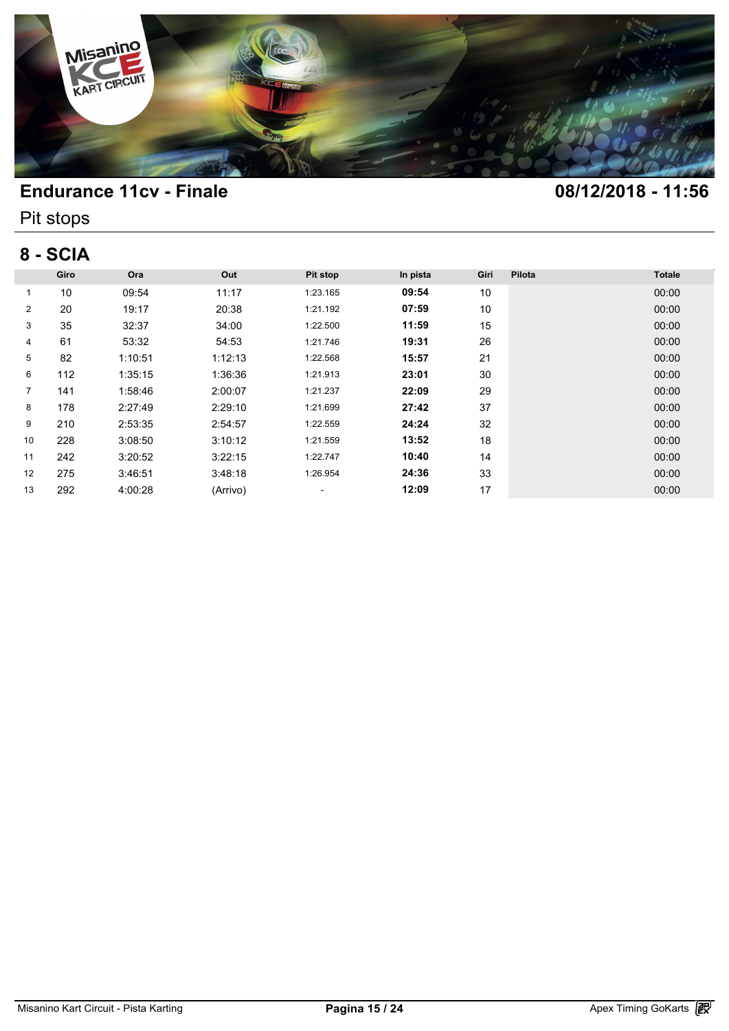## Endurance 11cv - Finale

08/12/2018 - 11:56

Pit stops

### 8 - SCIA

| | Giro | Ora | Out | Pit stop | In pista | Giri | Pilota | Totale |
|---|---|---|---|---|---|---|---|---|
| 1 | 10 | 09:54 | 11:17 | 1:23.165 | **09:54** | 10 | | 00:00 |
| 2 | 20 | 19:17 | 20:38 | 1:21.192 | **07:59** | 10 | | 00:00 |
| 3 | 35 | 32:37 | 34:00 | 1:22.500 | **11:59** | 15 | | 00:00 |
| 4 | 61 | 53:32 | 54:53 | 1:21.746 | **19:31** | 26 | | 00:00 |
| 5 | 82 | 1:10:51 | 1:12:13 | 1:22.568 | **15:57** | 21 | | 00:00 |
| 6 | 112 | 1:35:15 | 1:36:36 | 1:21.913 | **23:01** | 30 | | 00:00 |
| 7 | 141 | 1:58:46 | 2:00:07 | 1:21.237 | **22:09** | 29 | | 00:00 |
| 8 | 178 | 2:27:49 | 2:29:10 | 1:21.699 | **27:42** | 37 | | 00:00 |
| 9 | 210 | 2:53:35 | 2:54:57 | 1:22.559 | **24:24** | 32 | | 00:00 |
| 10 | 228 | 3:08:50 | 3:10:12 | 1:21.559 | **13:52** | 18 | | 00:00 |
| 11 | 242 | 3:20:52 | 3:22:15 | 1:22.747 | **10:40** | 14 | | 00:00 |
| 12 | 275 | 3:46:51 | 3:48:18 | 1:26.954 | **24:36** | 33 | | 00:00 |
| 13 | 292 | 4:00:28 | (Arrivo) | - | **12:09** | 17 | | 00:00 |

Misanino Kart Circuit - Pista Karting

Apex Timing GoKarts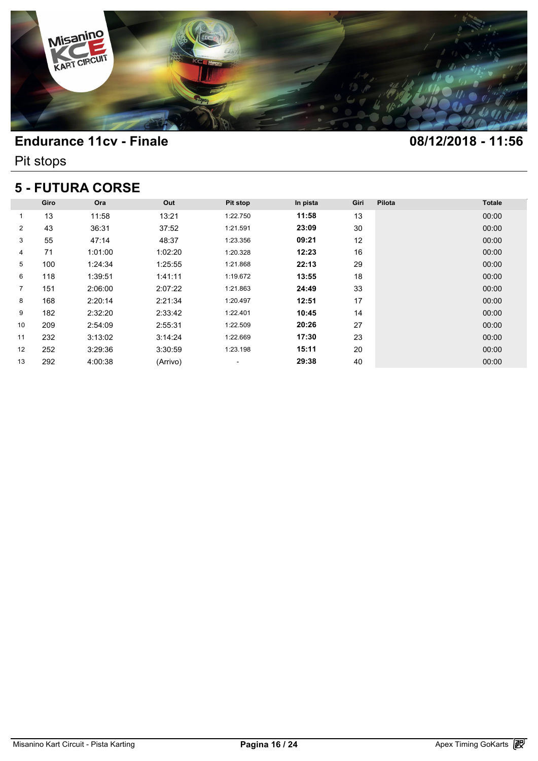## Endurance 11cv - Finale

**08/12/2018 - 11:56**

Pit stops

### 5 - FUTURA CORSE

| | Giro | Ora | Out | Pit stop | In pista | Giri | Pilota | Totale |
|---|---|---|---|---|---|---|---|---|
| 1 | 13 | 11:58 | 13:21 | 1:22.750 | **11:58** | 13 | | 00:00 |
| 2 | 43 | 36:31 | 37:52 | 1:21.591 | **23:09** | 30 | | 00:00 |
| 3 | 55 | 47:14 | 48:37 | 1:23.356 | **09:21** | 12 | | 00:00 |
| 4 | 71 | 1:01:00 | 1:02:20 | 1:20.328 | **12:23** | 16 | | 00:00 |
| 5 | 100 | 1:24:34 | 1:25:55 | 1:21.868 | **22:13** | 29 | | 00:00 |
| 6 | 118 | 1:39:51 | 1:41:11 | 1:19.672 | **13:55** | 18 | | 00:00 |
| 7 | 151 | 2:06:00 | 2:07:22 | 1:21.863 | **24:49** | 33 | | 00:00 |
| 8 | 168 | 2:20:14 | 2:21:34 | 1:20.497 | **12:51** | 17 | | 00:00 |
| 9 | 182 | 2:32:20 | 2:33:42 | 1:22.401 | **10:45** | 14 | | 00:00 |
| 10 | 209 | 2:54:09 | 2:55:31 | 1:22.509 | **20:26** | 27 | | 00:00 |
| 11 | 232 | 3:13:02 | 3:14:24 | 1:22.669 | **17:30** | 23 | | 00:00 |
| 12 | 252 | 3:29:36 | 3:30:59 | 1:23.198 | **15:11** | 20 | | 00:00 |
| 13 | 292 | 4:00:38 | (Arrivo) | - | **29:38** | 40 | | 00:00 |

Misanino Kart Circuit - Pista Karting

Apex Timing GoKarts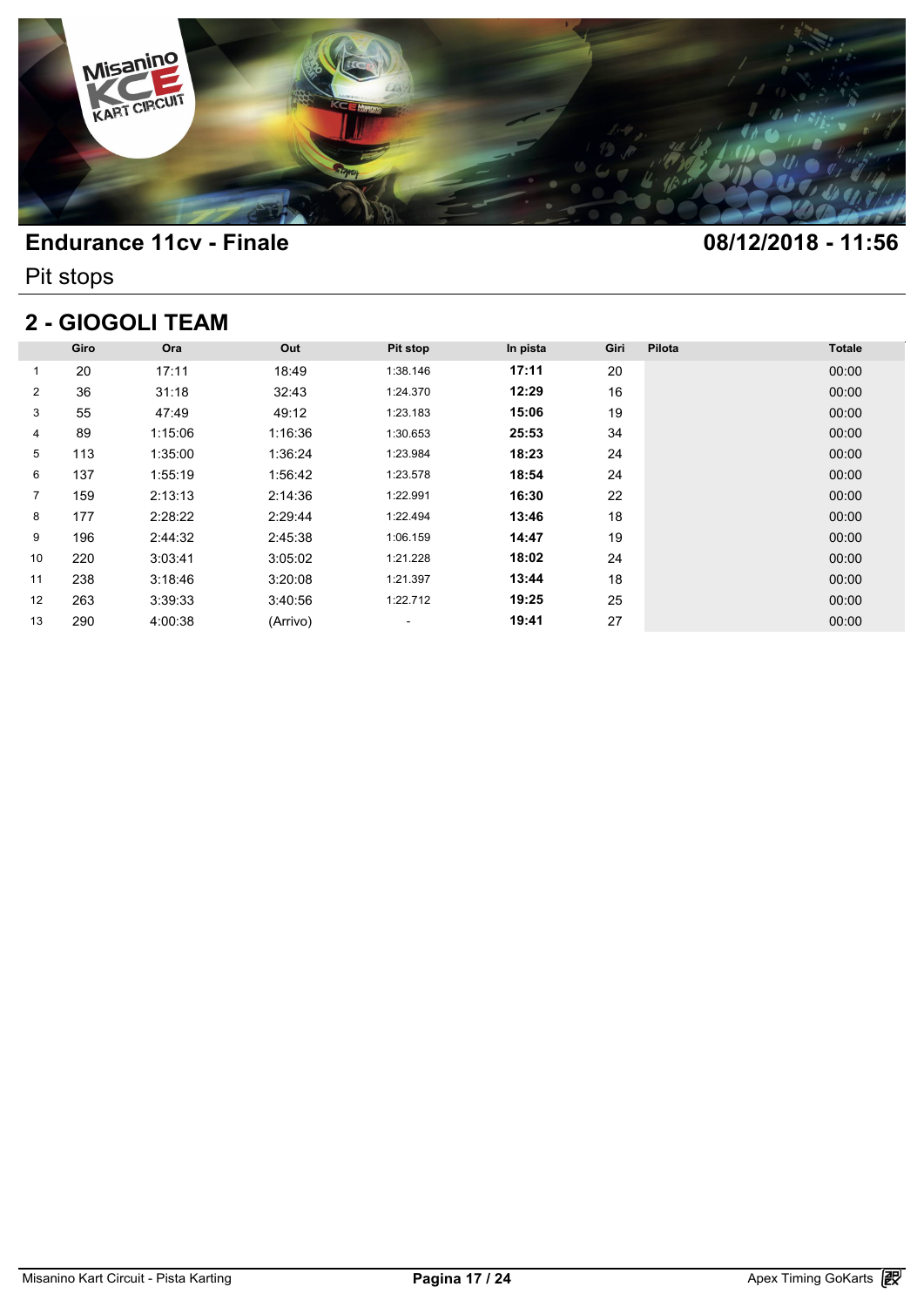## Endurance 11cv - Finale

08/12/2018 - 11:56

Pit stops

### 2 - GIOGOLI TEAM

| | Giro | Ora | Out | Pit stop | In pista | Giri | Pilota | Totale |
|---|---|---|---|---|---|---|---|---|
| 1 | 20 | 17:11 | 18:49 | 1:38.146 | **17:11** | 20 | | 00:00 |
| 2 | 36 | 31:18 | 32:43 | 1:24.370 | **12:29** | 16 | | 00:00 |
| 3 | 55 | 47:49 | 49:12 | 1:23.183 | **15:06** | 19 | | 00:00 |
| 4 | 89 | 1:15:06 | 1:16:36 | 1:30.653 | **25:53** | 34 | | 00:00 |
| 5 | 113 | 1:35:00 | 1:36:24 | 1:23.984 | **18:23** | 24 | | 00:00 |
| 6 | 137 | 1:55:19 | 1:56:42 | 1:23.578 | **18:54** | 24 | | 00:00 |
| 7 | 159 | 2:13:13 | 2:14:36 | 1:22.991 | **16:30** | 22 | | 00:00 |
| 8 | 177 | 2:28:22 | 2:29:44 | 1:22.494 | **13:46** | 18 | | 00:00 |
| 9 | 196 | 2:44:32 | 2:45:38 | 1:06.159 | **14:47** | 19 | | 00:00 |
| 10 | 220 | 3:03:41 | 3:05:02 | 1:21.228 | **18:02** | 24 | | 00:00 |
| 11 | 238 | 3:18:46 | 3:20:08 | 1:21.397 | **13:44** | 18 | | 00:00 |
| 12 | 263 | 3:39:33 | 3:40:56 | 1:22.712 | **19:25** | 25 | | 00:00 |
| 13 | 290 | 4:00:38 | (Arrivo) | - | **19:41** | 27 | | 00:00 |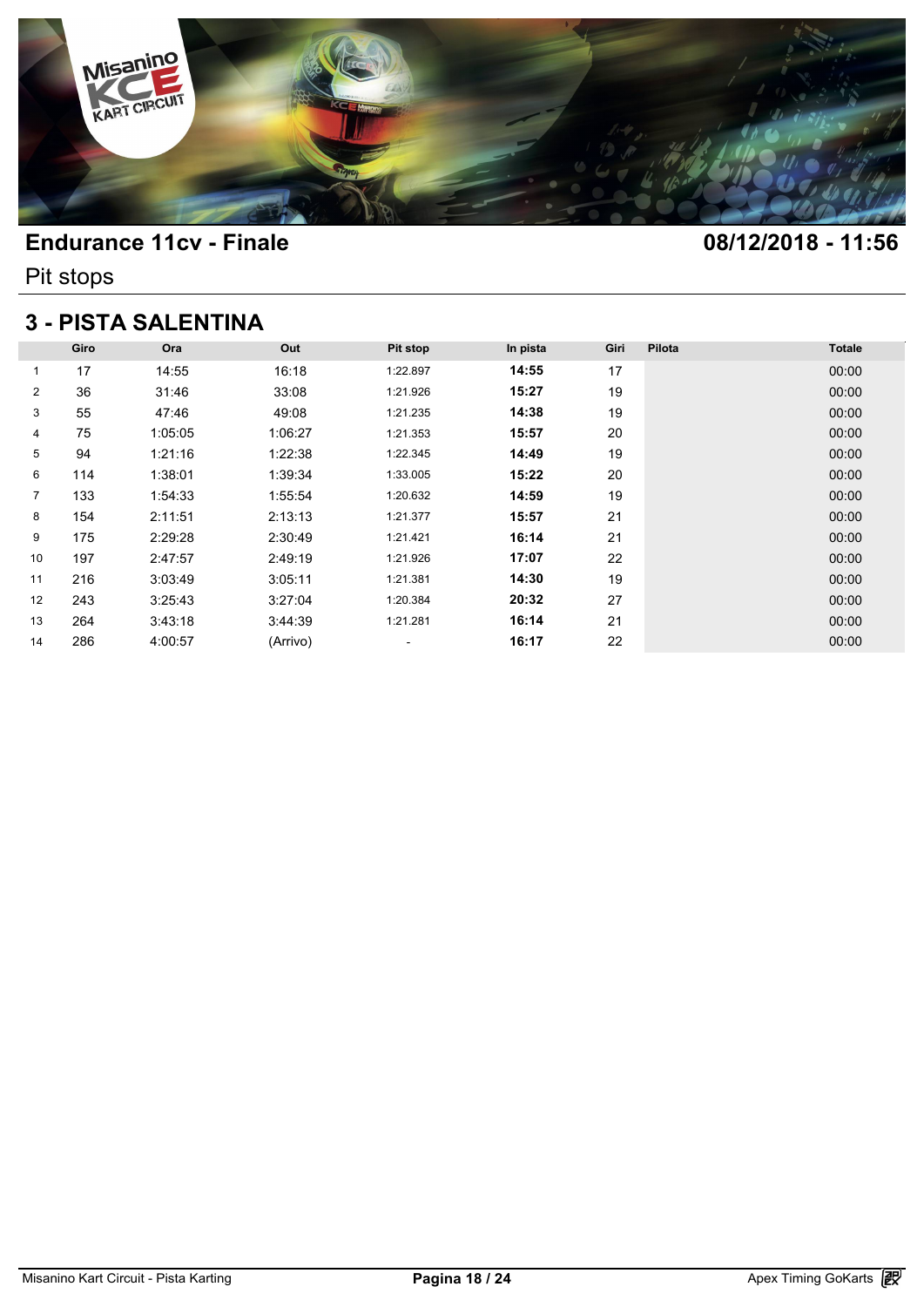# Endurance 11cv - Finale

08/12/2018 - 11:56

Pit stops

## 3 - PISTA SALENTINA

| | Giro | Ora | Out | Pit stop | In pista | Giri | Pilota | Totale |
|---|---|---|---|---|---|---|---|---|
| 1 | 17 | 14:55 | 16:18 | 1:22.897 | **14:55** | 17 | | 00:00 |
| 2 | 36 | 31:46 | 33:08 | 1:21.926 | **15:27** | 19 | | 00:00 |
| 3 | 55 | 47:46 | 49:08 | 1:21.235 | **14:38** | 19 | | 00:00 |
| 4 | 75 | 1:05:05 | 1:06:27 | 1:21.353 | **15:57** | 20 | | 00:00 |
| 5 | 94 | 1:21:16 | 1:22:38 | 1:22.345 | **14:49** | 19 | | 00:00 |
| 6 | 114 | 1:38:01 | 1:39:34 | 1:33.005 | **15:22** | 20 | | 00:00 |
| 7 | 133 | 1:54:33 | 1:55:54 | 1:20.632 | **14:59** | 19 | | 00:00 |
| 8 | 154 | 2:11:51 | 2:13:13 | 1:21.377 | **15:57** | 21 | | 00:00 |
| 9 | 175 | 2:29:28 | 2:30:49 | 1:21.421 | **16:14** | 21 | | 00:00 |
| 10 | 197 | 2:47:57 | 2:49:19 | 1:21.926 | **17:07** | 22 | | 00:00 |
| 11 | 216 | 3:03:49 | 3:05:11 | 1:21.381 | **14:30** | 19 | | 00:00 |
| 12 | 243 | 3:25:43 | 3:27:04 | 1:20.384 | **20:32** | 27 | | 00:00 |
| 13 | 264 | 3:43:18 | 3:44:39 | 1:21.281 | **16:14** | 21 | | 00:00 |
| 14 | 286 | 4:00:57 | (Arrivo) | - | **16:17** | 22 | | 00:00 |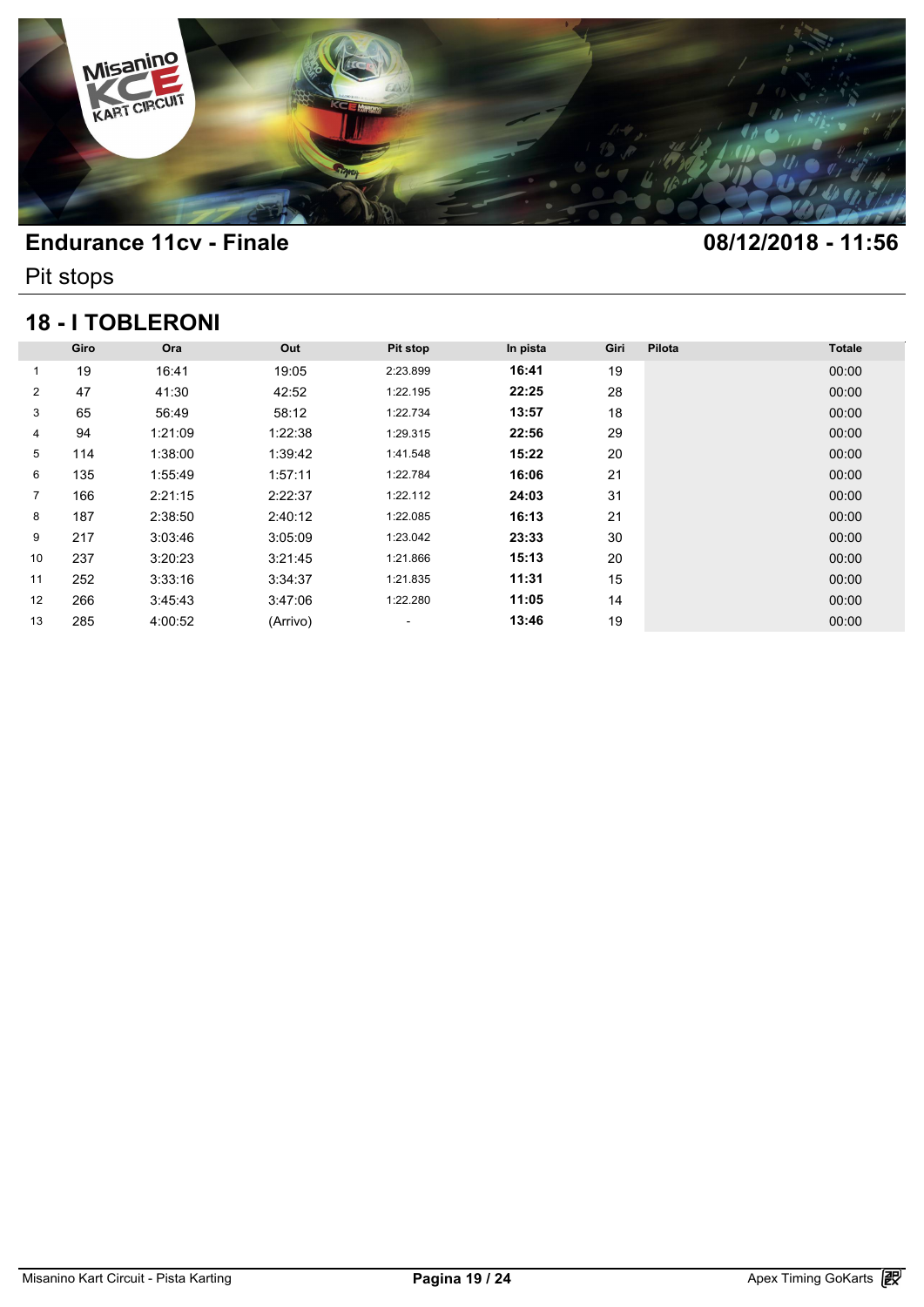# Endurance 11cv - Finale

08/12/2018 - 11:56

Pit stops

## 18 - I TOBLERONI

| | Giro | Ora | Out | Pit stop | In pista | Giri | Pilota | Totale |
|---|---|---|---|---|---|---|---|---|
| 1 | 19 | 16:41 | 19:05 | 2:23.899 | **16:41** | 19 | | 00:00 |
| 2 | 47 | 41:30 | 42:52 | 1:22.195 | **22:25** | 28 | | 00:00 |
| 3 | 65 | 56:49 | 58:12 | 1:22.734 | **13:57** | 18 | | 00:00 |
| 4 | 94 | 1:21:09 | 1:22:38 | 1:29.315 | **22:56** | 29 | | 00:00 |
| 5 | 114 | 1:38:00 | 1:39:42 | 1:41.548 | **15:22** | 20 | | 00:00 |
| 6 | 135 | 1:55:49 | 1:57:11 | 1:22.784 | **16:06** | 21 | | 00:00 |
| 7 | 166 | 2:21:15 | 2:22:37 | 1:22.112 | **24:03** | 31 | | 00:00 |
| 8 | 187 | 2:38:50 | 2:40:12 | 1:22.085 | **16:13** | 21 | | 00:00 |
| 9 | 217 | 3:03:46 | 3:05:09 | 1:23.042 | **23:33** | 30 | | 00:00 |
| 10 | 237 | 3:20:23 | 3:21:45 | 1:21.866 | **15:13** | 20 | | 00:00 |
| 11 | 252 | 3:33:16 | 3:34:37 | 1:21.835 | **11:31** | 15 | | 00:00 |
| 12 | 266 | 3:45:43 | 3:47:06 | 1:22.280 | **11:05** | 14 | | 00:00 |
| 13 | 285 | 4:00:52 | (Arrivo) | - | **13:46** | 19 | | 00:00 |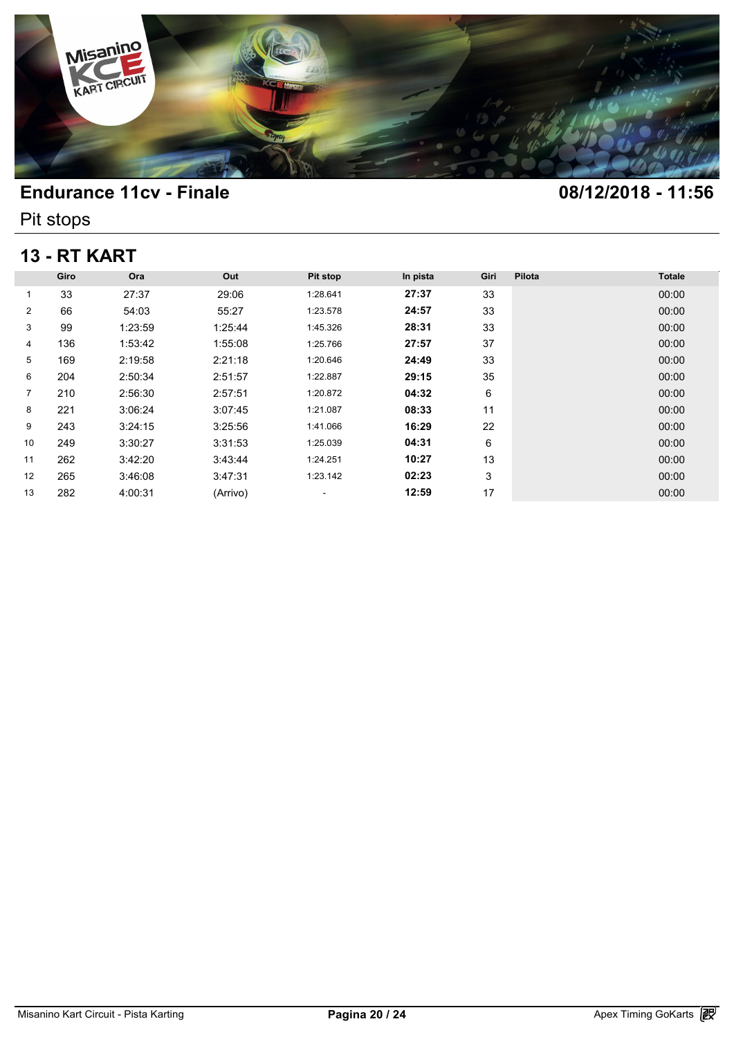# Endurance 11cv - Finale

08/12/2018 - 11:56

## Pit stops

### 13 - RT KART

| | Giro | Ora | Out | Pit stop | In pista | Giri | Pilota | Totale |
|---|---|---|---|---|---|---|---|---|
| 1 | 33 | 27:37 | 29:06 | 1:28.641 | **27:37** | 33 | | 00:00 |
| 2 | 66 | 54:03 | 55:27 | 1:23.578 | **24:57** | 33 | | 00:00 |
| 3 | 99 | 1:23:59 | 1:25:44 | 1:45.326 | **28:31** | 33 | | 00:00 |
| 4 | 136 | 1:53:42 | 1:55:08 | 1:25.766 | **27:57** | 37 | | 00:00 |
| 5 | 169 | 2:19:58 | 2:21:18 | 1:20.646 | **24:49** | 33 | | 00:00 |
| 6 | 204 | 2:50:34 | 2:51:57 | 1:22.887 | **29:15** | 35 | | 00:00 |
| 7 | 210 | 2:56:30 | 2:57:51 | 1:20.872 | **04:32** | 6 | | 00:00 |
| 8 | 221 | 3:06:24 | 3:07:45 | 1:21.087 | **08:33** | 11 | | 00:00 |
| 9 | 243 | 3:24:15 | 3:25:56 | 1:41.066 | **16:29** | 22 | | 00:00 |
| 10 | 249 | 3:30:27 | 3:31:53 | 1:25.039 | **04:31** | 6 | | 00:00 |
| 11 | 262 | 3:42:20 | 3:43:44 | 1:24.251 | **10:27** | 13 | | 00:00 |
| 12 | 265 | 3:46:08 | 3:47:31 | 1:23.142 | **02:23** | 3 | | 00:00 |
| 13 | 282 | 4:00:31 | (Arrivo) | - | **12:59** | 17 | | 00:00 |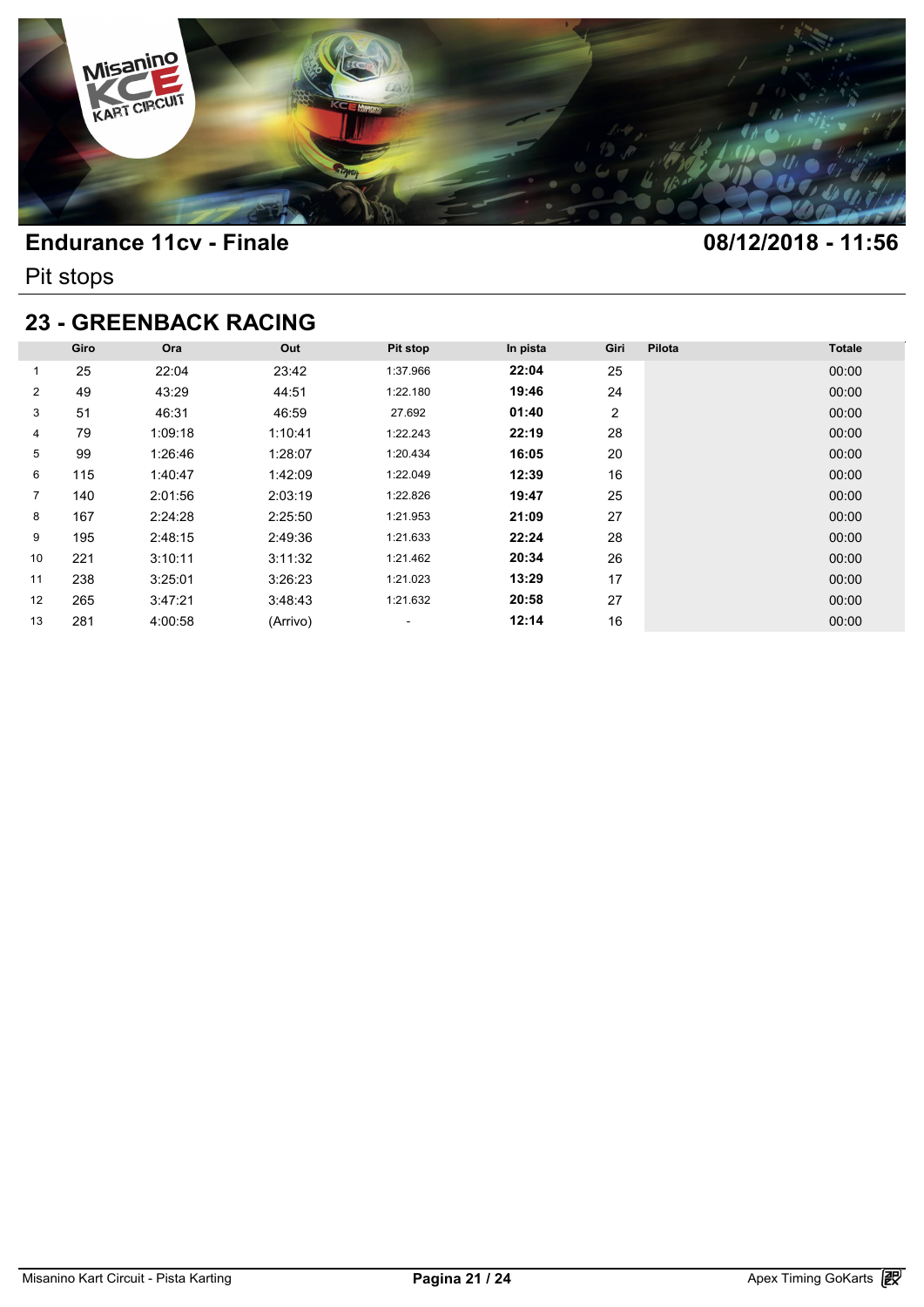# Endurance 11cv - Finale

08/12/2018 - 11:56

Pit stops

## 23 - GREENBACK RACING

| | Giro | Ora | Out | Pit stop | In pista | Giri | Pilota | Totale |
|---|---|---|---|---|---|---|---|---|
| 1 | 25 | 22:04 | 23:42 | 1:37.966 | **22:04** | 25 | | 00:00 |
| 2 | 49 | 43:29 | 44:51 | 1:22.180 | **19:46** | 24 | | 00:00 |
| 3 | 51 | 46:31 | 46:59 | 27.692 | **01:40** | 2 | | 00:00 |
| 4 | 79 | 1:09:18 | 1:10:41 | 1:22.243 | **22:19** | 28 | | 00:00 |
| 5 | 99 | 1:26:46 | 1:28:07 | 1:20.434 | **16:05** | 20 | | 00:00 |
| 6 | 115 | 1:40:47 | 1:42:09 | 1:22.049 | **12:39** | 16 | | 00:00 |
| 7 | 140 | 2:01:56 | 2:03:19 | 1:22.826 | **19:47** | 25 | | 00:00 |
| 8 | 167 | 2:24:28 | 2:25:50 | 1:21.953 | **21:09** | 27 | | 00:00 |
| 9 | 195 | 2:48:15 | 2:49:36 | 1:21.633 | **22:24** | 28 | | 00:00 |
| 10 | 221 | 3:10:11 | 3:11:32 | 1:21.462 | **20:34** | 26 | | 00:00 |
| 11 | 238 | 3:25:01 | 3:26:23 | 1:21.023 | **13:29** | 17 | | 00:00 |
| 12 | 265 | 3:47:21 | 3:48:43 | 1:21.632 | **20:58** | 27 | | 00:00 |
| 13 | 281 | 4:00:58 | (Arrivo) | - | **12:14** | 16 | | 00:00 |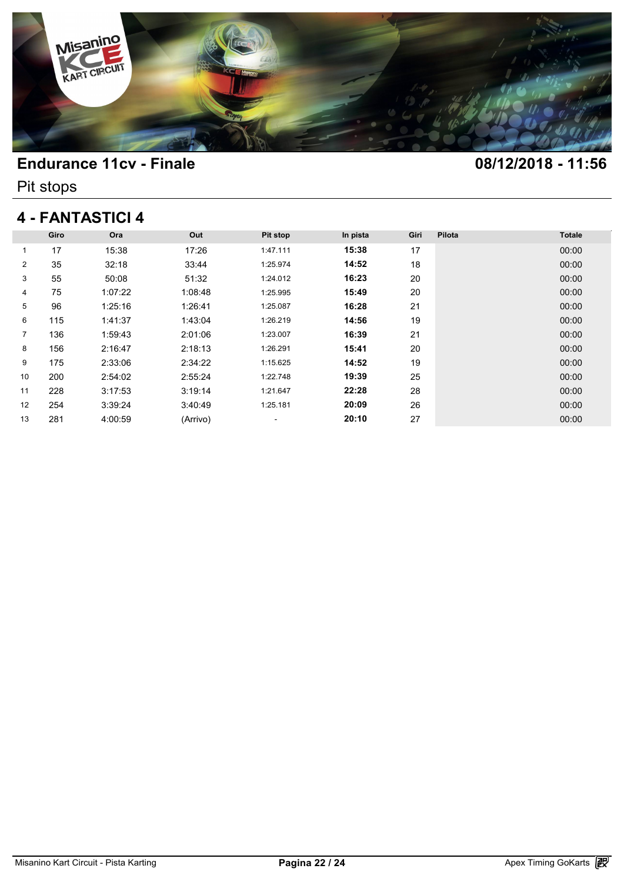## Endurance 11cv - Finale

**08/12/2018 - 11:56**

Pit stops

### 4 - FANTASTICI 4

| | Giro | Ora | Out | Pit stop | In pista | Giri | Pilota | Totale |
|---|---|---|---|---|---|---|---|---|
| 1 | 17 | 15:38 | 17:26 | 1:47.111 | **15:38** | 17 | | 00:00 |
| 2 | 35 | 32:18 | 33:44 | 1:25.974 | **14:52** | 18 | | 00:00 |
| 3 | 55 | 50:08 | 51:32 | 1:24.012 | **16:23** | 20 | | 00:00 |
| 4 | 75 | 1:07:22 | 1:08:48 | 1:25.995 | **15:49** | 20 | | 00:00 |
| 5 | 96 | 1:25:16 | 1:26:41 | 1:25.087 | **16:28** | 21 | | 00:00 |
| 6 | 115 | 1:41:37 | 1:43:04 | 1:26.219 | **14:56** | 19 | | 00:00 |
| 7 | 136 | 1:59:43 | 2:01:06 | 1:23.007 | **16:39** | 21 | | 00:00 |
| 8 | 156 | 2:16:47 | 2:18:13 | 1:26.291 | **15:41** | 20 | | 00:00 |
| 9 | 175 | 2:33:06 | 2:34:22 | 1:15.625 | **14:52** | 19 | | 00:00 |
| 10 | 200 | 2:54:02 | 2:55:24 | 1:22.748 | **19:39** | 25 | | 00:00 |
| 11 | 228 | 3:17:53 | 3:19:14 | 1:21.647 | **22:28** | 28 | | 00:00 |
| 12 | 254 | 3:39:24 | 3:40:49 | 1:25.181 | **20:09** | 26 | | 00:00 |
| 13 | 281 | 4:00:59 | (Arrivo) | - | **20:10** | 27 | | 00:00 |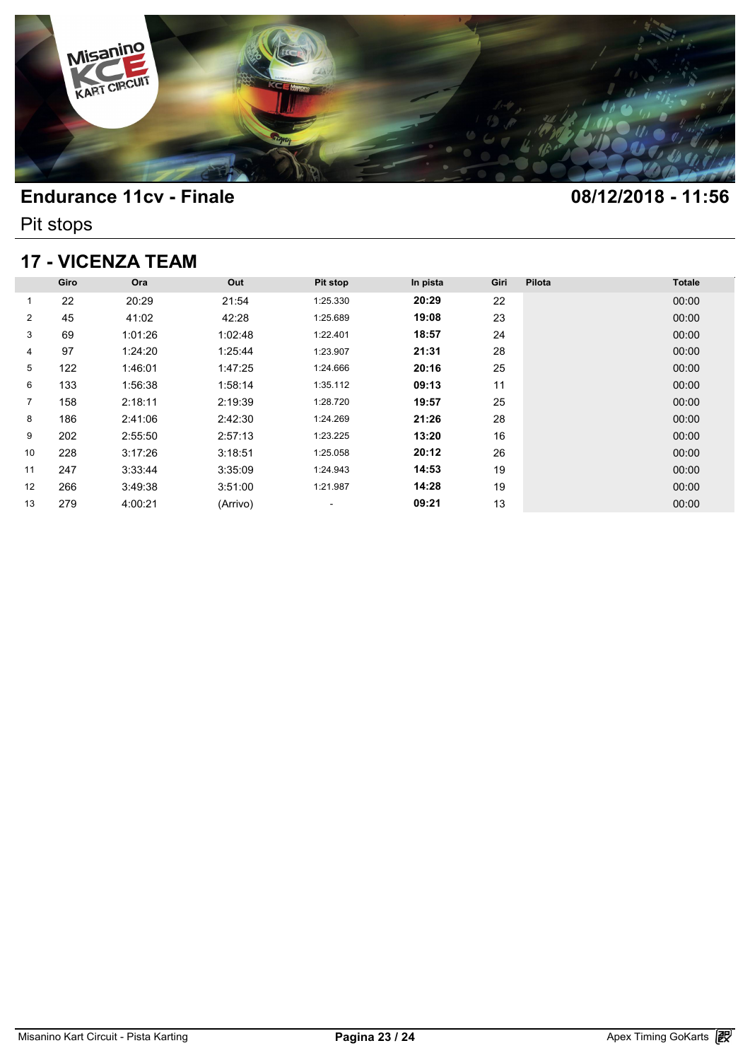# Endurance 11cv - Finale

**08/12/2018 - 11:56**

Pit stops

## 17 - VICENZA TEAM

| | Giro | Ora | Out | Pit stop | In pista | Giri | Pilota | Totale |
|---|---|---|---|---|---|---|---|---|
| 1 | 22 | 20:29 | 21:54 | 1:25.330 | **20:29** | 22 | | 00:00 |
| 2 | 45 | 41:02 | 42:28 | 1:25.689 | **19:08** | 23 | | 00:00 |
| 3 | 69 | 1:01:26 | 1:02:48 | 1:22.401 | **18:57** | 24 | | 00:00 |
| 4 | 97 | 1:24:20 | 1:25:44 | 1:23.907 | **21:31** | 28 | | 00:00 |
| 5 | 122 | 1:46:01 | 1:47:25 | 1:24.666 | **20:16** | 25 | | 00:00 |
| 6 | 133 | 1:56:38 | 1:58:14 | 1:35.112 | **09:13** | 11 | | 00:00 |
| 7 | 158 | 2:18:11 | 2:19:39 | 1:28.720 | **19:57** | 25 | | 00:00 |
| 8 | 186 | 2:41:06 | 2:42:30 | 1:24.269 | **21:26** | 28 | | 00:00 |
| 9 | 202 | 2:55:50 | 2:57:13 | 1:23.225 | **13:20** | 16 | | 00:00 |
| 10 | 228 | 3:17:26 | 3:18:51 | 1:25.058 | **20:12** | 26 | | 00:00 |
| 11 | 247 | 3:33:44 | 3:35:09 | 1:24.943 | **14:53** | 19 | | 00:00 |
| 12 | 266 | 3:49:38 | 3:51:00 | 1:21.987 | **14:28** | 19 | | 00:00 |
| 13 | 279 | 4:00:21 | (Arrivo) | - | **09:21** | 13 | | 00:00 |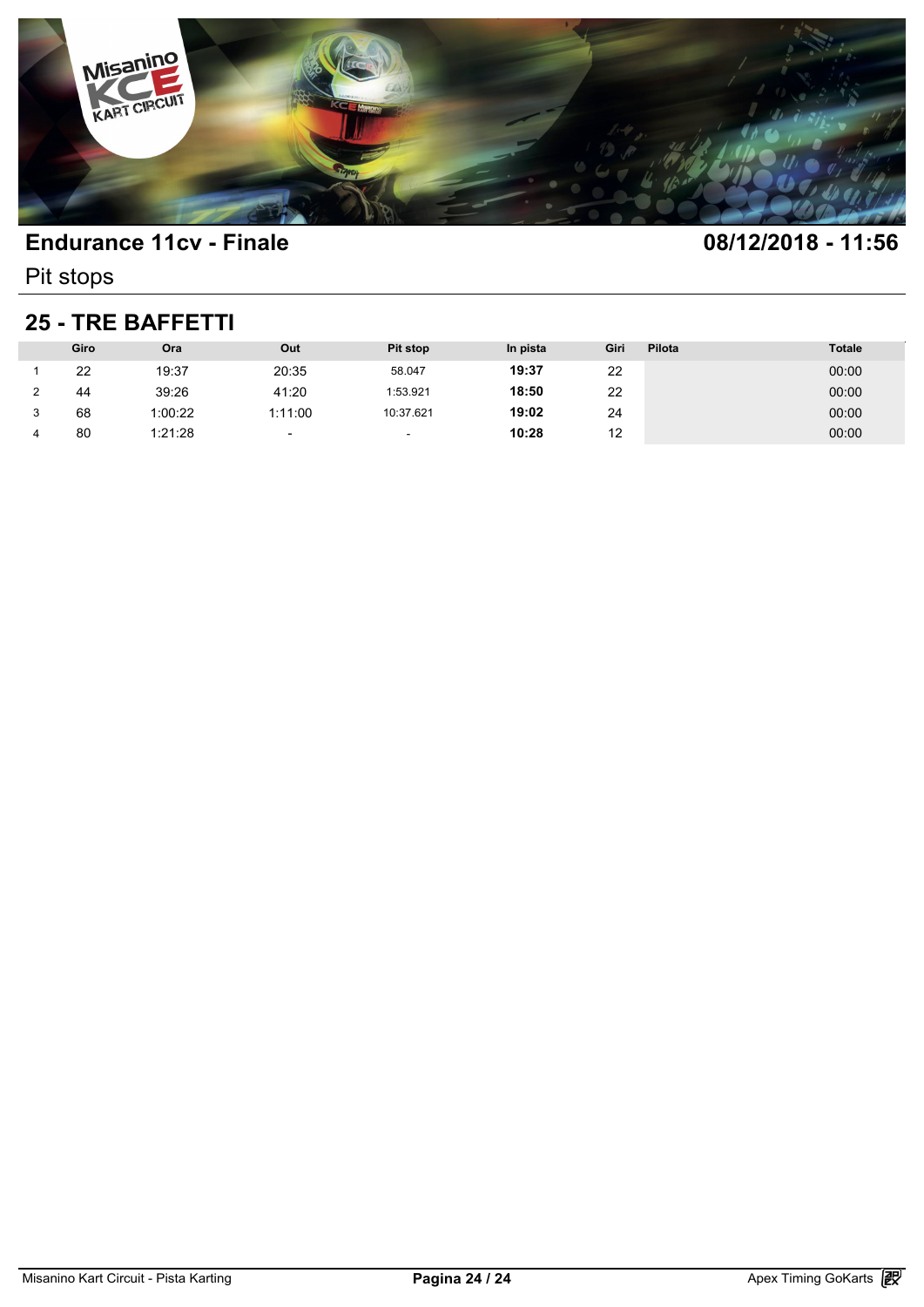## Endurance 11cv - Finale

**08/12/2018 - 11:56**

Pit stops

### 25 - TRE BAFFETTI

| | Giro | Ora | Out | Pit stop | In pista | Giri | Pilota | Totale |
|---|---|---|---|---|---|---|---|---|
| 1 | 22 | 19:37 | 20:35 | 58.047 | **19:37** | 22 | | 00:00 |
| 2 | 44 | 39:26 | 41:20 | 1:53.921 | **18:50** | 22 | | 00:00 |
| 3 | 68 | 1:00:22 | 1:11:00 | 10:37.621 | **19:02** | 24 | | 00:00 |
| 4 | 80 | 1:21:28 | - | - | **10:28** | 12 | | 00:00 |